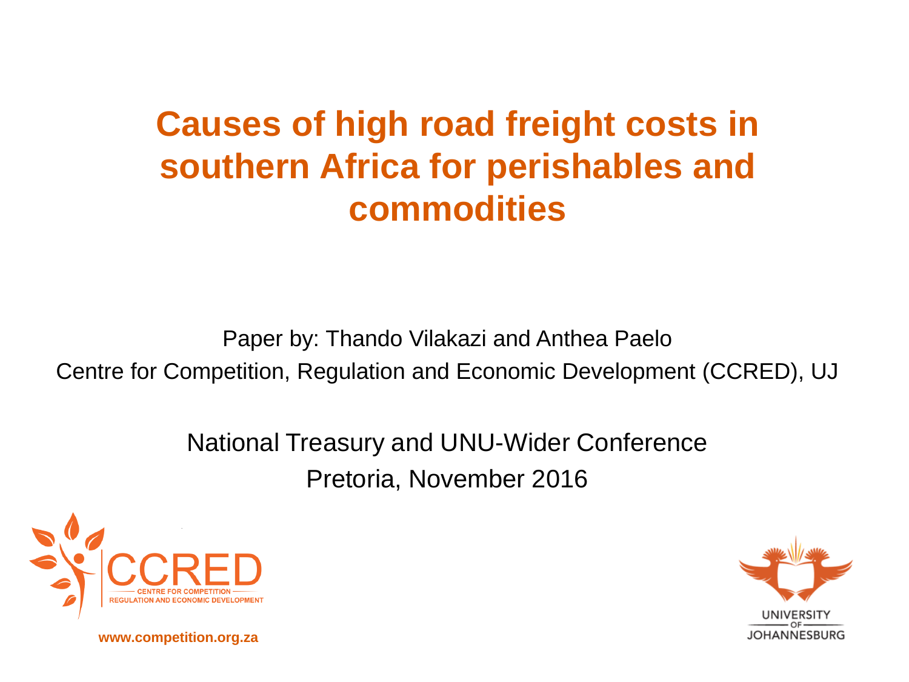# Causes of high road freight costs in southern Africa for perishables and commodities

Paper by: Thando Vilakazi and Anthea Paelo

Centre for Competition, Regulation and Economic Development (CCRED), UJ

National Treasury and UNU-Wider Conference

Pretoria, November 2016

CCRED — CENTRE FOR COMPETITION REGULATION AND ECONOMIC DEVELOPMENT

www.competition.org.za

UNIVERSITY OF JOHANNESBURG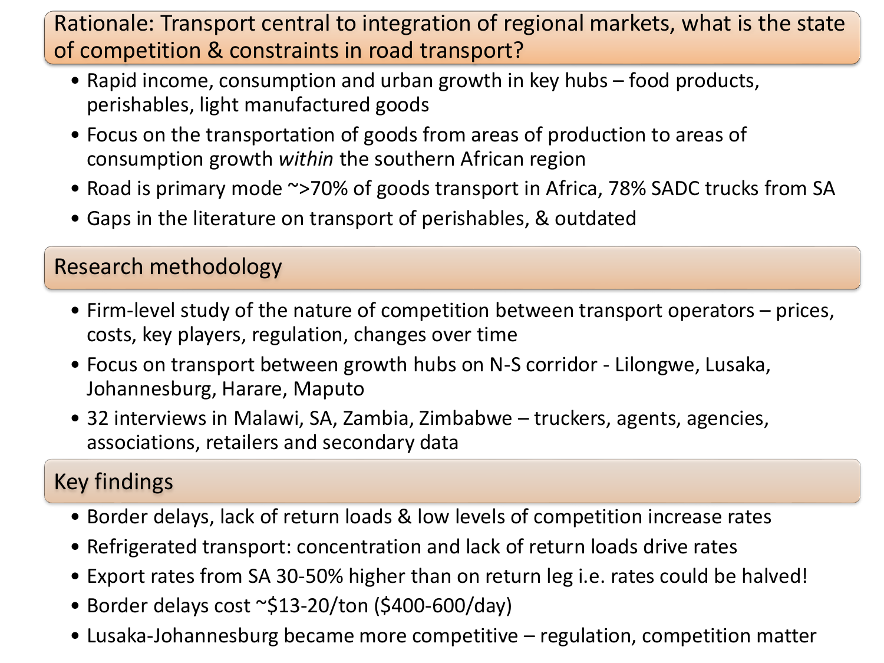## Rationale: Transport central to integration of regional markets, what is the state of competition & constraints in road transport?

- Rapid income, consumption and urban growth in key hubs – food products, perishables, light manufactured goods
- Focus on the transportation of goods from areas of production to areas of consumption growth *within* the southern African region
- Road is primary mode ~>70% of goods transport in Africa, 78% SADC trucks from SA
- Gaps in the literature on transport of perishables, & outdated

## Research methodology

- Firm-level study of the nature of competition between transport operators – prices, costs, key players, regulation, changes over time
- Focus on transport between growth hubs on N-S corridor - Lilongwe, Lusaka, Johannesburg, Harare, Maputo
- 32 interviews in Malawi, SA, Zambia, Zimbabwe – truckers, agents, agencies, associations, retailers and secondary data

## Key findings

- Border delays, lack of return loads & low levels of competition increase rates
- Refrigerated transport: concentration and lack of return loads drive rates
- Export rates from SA 30-50% higher than on return leg i.e. rates could be halved!
- Border delays cost ~$13-20/ton ($400-600/day)
- Lusaka-Johannesburg became more competitive – regulation, competition matter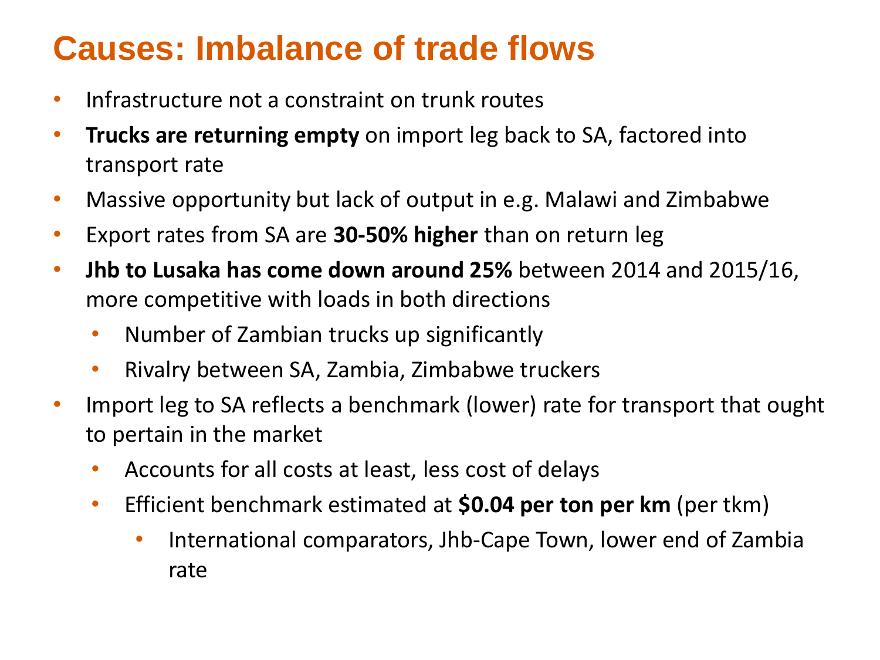# Causes: Imbalance of trade flows

- Infrastructure not a constraint on trunk routes
- **Trucks are returning empty** on import leg back to SA, factored into transport rate
- Massive opportunity but lack of output in e.g. Malawi and Zimbabwe
- Export rates from SA are **30-50% higher** than on return leg
- **Jhb to Lusaka has come down around 25%** between 2014 and 2015/16, more competitive with loads in both directions
  - Number of Zambian trucks up significantly
  - Rivalry between SA, Zambia, Zimbabwe truckers
- Import leg to SA reflects a benchmark (lower) rate for transport that ought to pertain in the market
  - Accounts for all costs at least, less cost of delays
  - Efficient benchmark estimated at **$0.04 per ton per km** (per tkm)
    - International comparators, Jhb-Cape Town, lower end of Zambia rate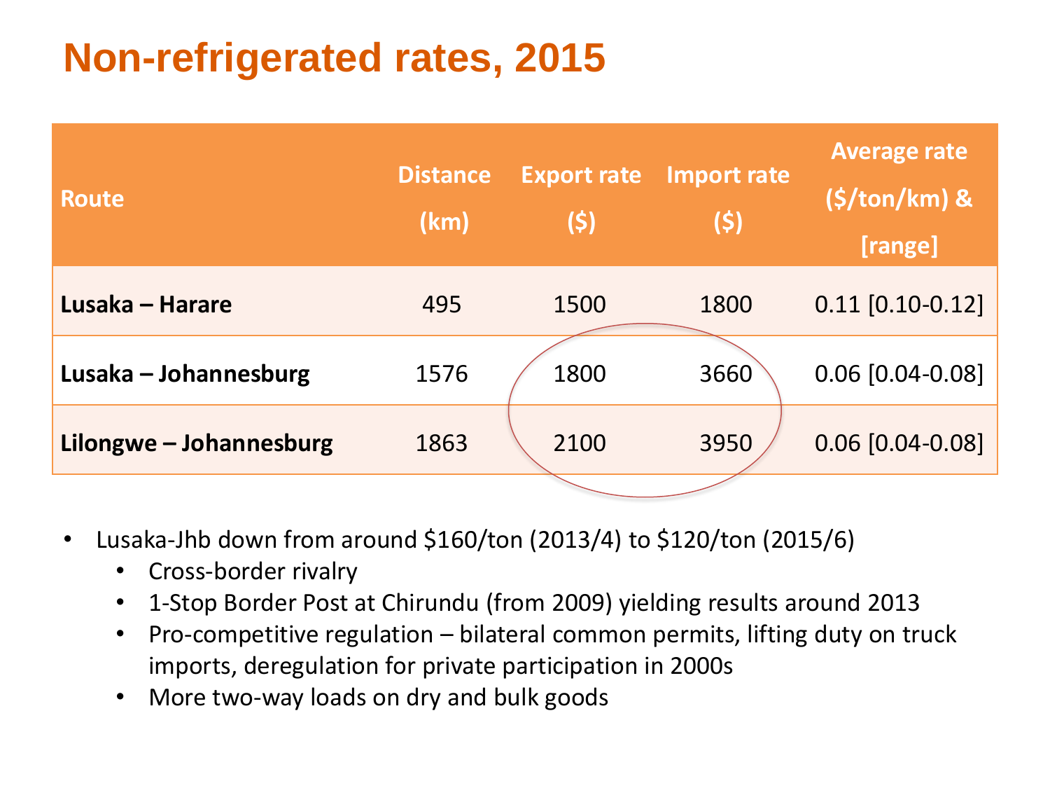# Non-refrigerated rates, 2015

| Route | Distance (km) | Export rate ($) | Import rate ($) | Average rate ($/ton/km) & [range] |
|---|---|---|---|---|
| **Lusaka – Harare** | 495 | 1500 | 1800 | 0.11 [0.10-0.12] |
| **Lusaka – Johannesburg** | 1576 | 1800 | 3660 | 0.06 [0.04-0.08] |
| **Lilongwe – Johannesburg** | 1863 | 2100 | 3950 | 0.06 [0.04-0.08] |

- Lusaka-Jhb down from around $160/ton (2013/4) to $120/ton (2015/6)
  - Cross-border rivalry
  - 1-Stop Border Post at Chirundu (from 2009) yielding results around 2013
  - Pro-competitive regulation – bilateral common permits, lifting duty on truck imports, deregulation for private participation in 2000s
  - More two-way loads on dry and bulk goods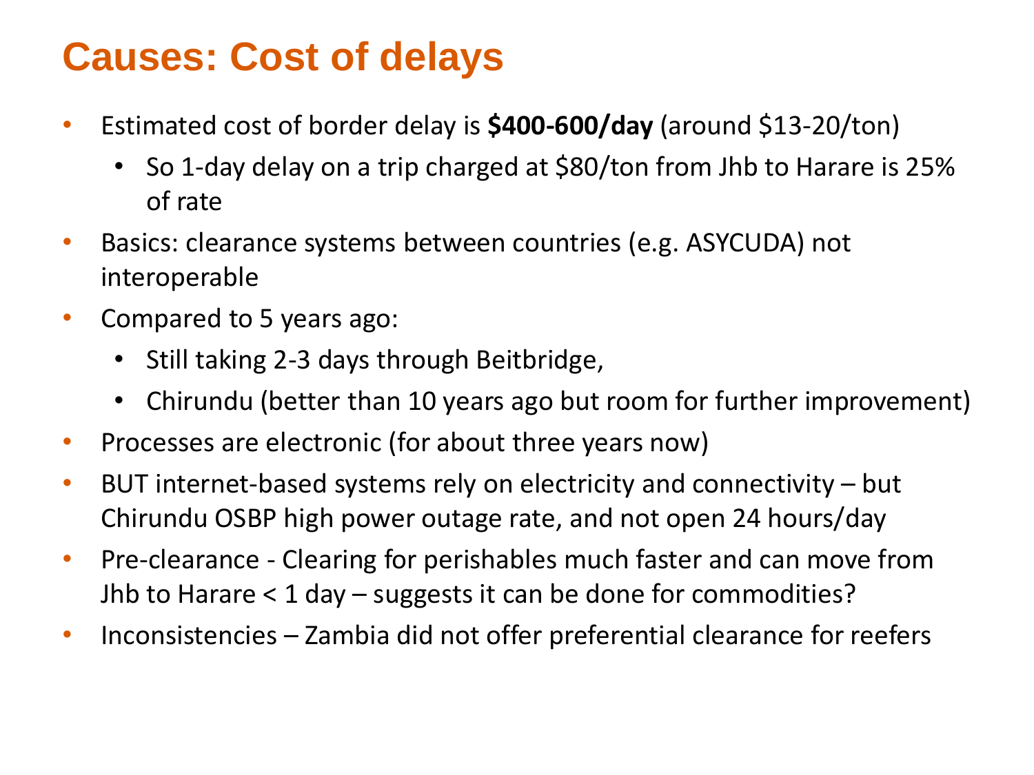# Causes: Cost of delays

- Estimated cost of border delay is **$400-600/day** (around $13-20/ton)
  - So 1-day delay on a trip charged at $80/ton from Jhb to Harare is 25% of rate
- Basics: clearance systems between countries (e.g. ASYCUDA) not interoperable
- Compared to 5 years ago:
  - Still taking 2-3 days through Beitbridge,
  - Chirundu (better than 10 years ago but room for further improvement)
- Processes are electronic (for about three years now)
- BUT internet-based systems rely on electricity and connectivity – but Chirundu OSBP high power outage rate, and not open 24 hours/day
- Pre-clearance - Clearing for perishables much faster and can move from Jhb to Harare < 1 day – suggests it can be done for commodities?
- Inconsistencies – Zambia did not offer preferential clearance for reefers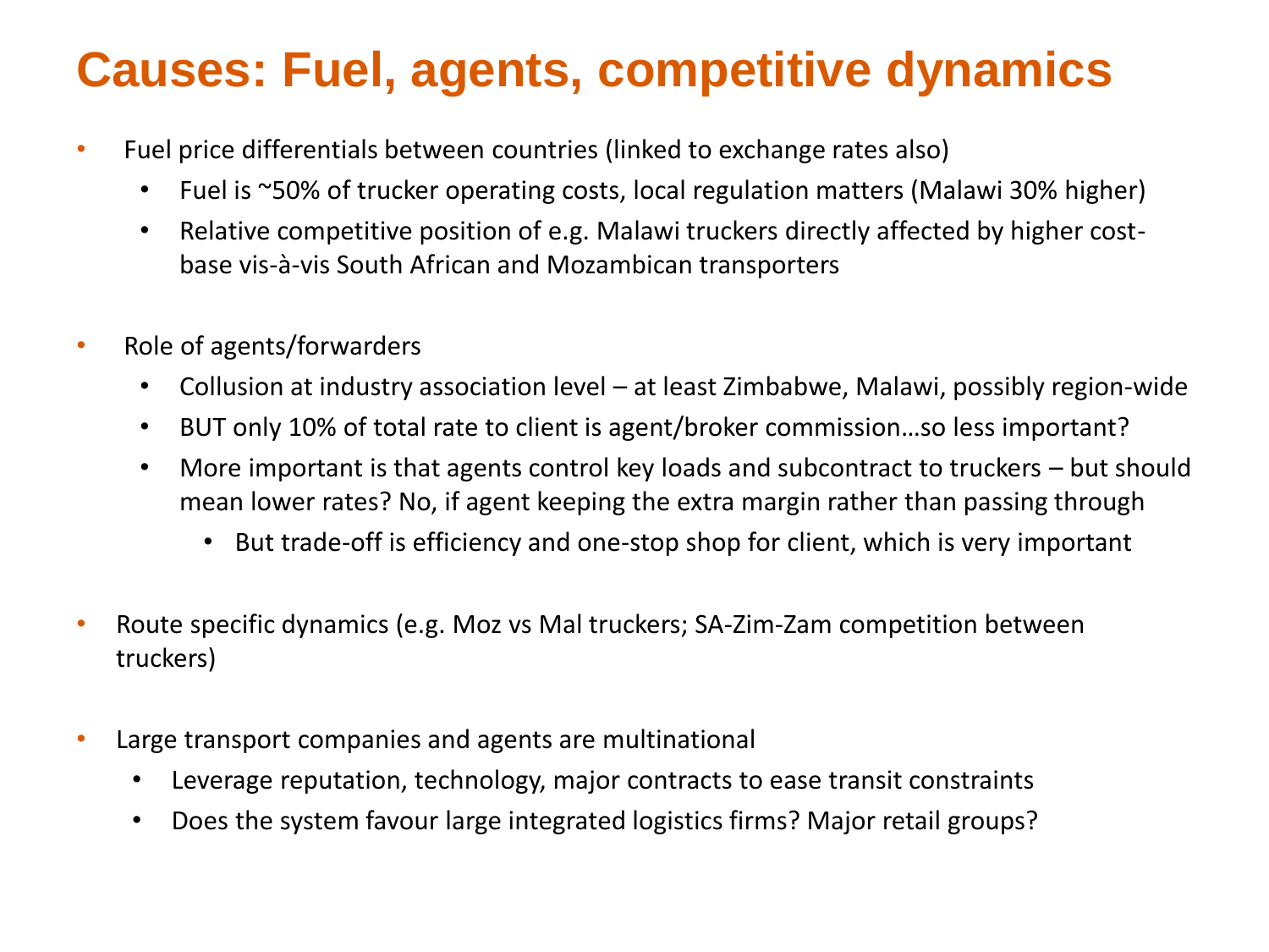# Causes: Fuel, agents, competitive dynamics

- Fuel price differentials between countries (linked to exchange rates also)
  - Fuel is ~50% of trucker operating costs, local regulation matters (Malawi 30% higher)
  - Relative competitive position of e.g. Malawi truckers directly affected by higher cost-base vis-à-vis South African and Mozambican transporters

- Role of agents/forwarders
  - Collusion at industry association level – at least Zimbabwe, Malawi, possibly region-wide
  - BUT only 10% of total rate to client is agent/broker commission…so less important?
  - More important is that agents control key loads and subcontract to truckers – but should mean lower rates? No, if agent keeping the extra margin rather than passing through
    - But trade-off is efficiency and one-stop shop for client, which is very important

- Route specific dynamics (e.g. Moz vs Mal truckers; SA-Zim-Zam competition between truckers)

- Large transport companies and agents are multinational
  - Leverage reputation, technology, major contracts to ease transit constraints
  - Does the system favour large integrated logistics firms? Major retail groups?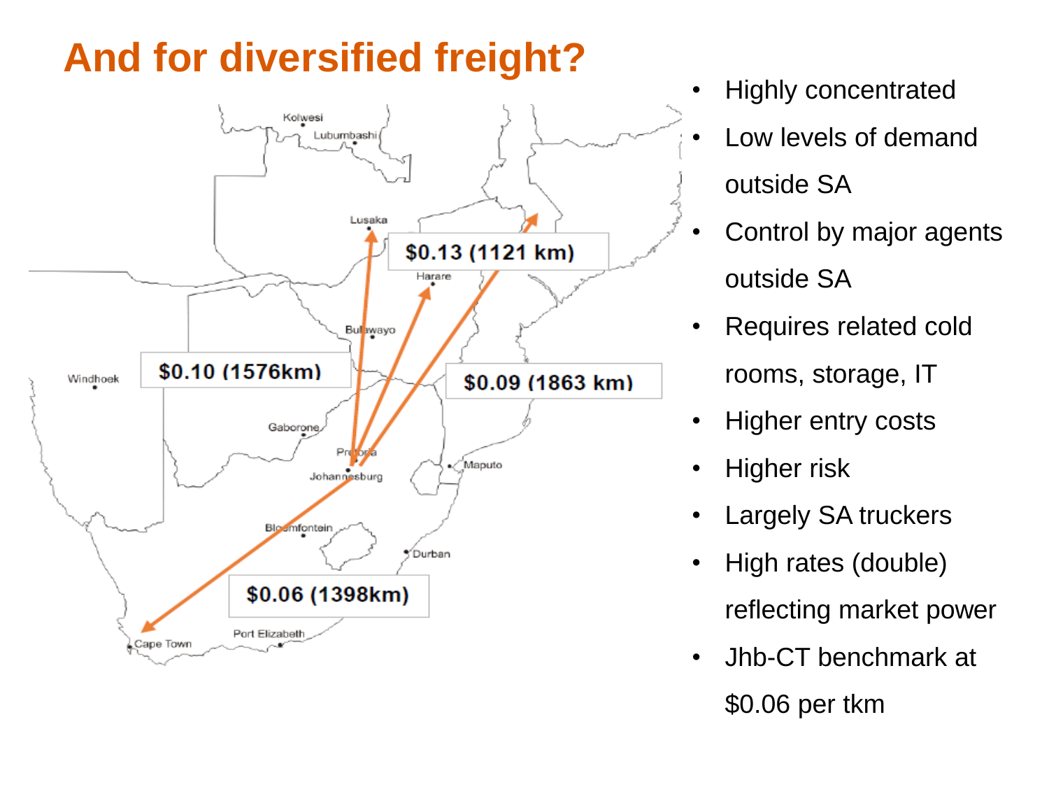# And for diversified freight?

$0.13 (1121 km)

$0.10 (1576km)

$0.09 (1863 km)

$0.06 (1398km)

- Highly concentrated
- Low levels of demand outside SA
- Control by major agents outside SA
- Requires related cold rooms, storage, IT
- Higher entry costs
- Higher risk
- Largely SA truckers
- High rates (double) reflecting market power
- Jhb-CT benchmark at $0.06 per tkm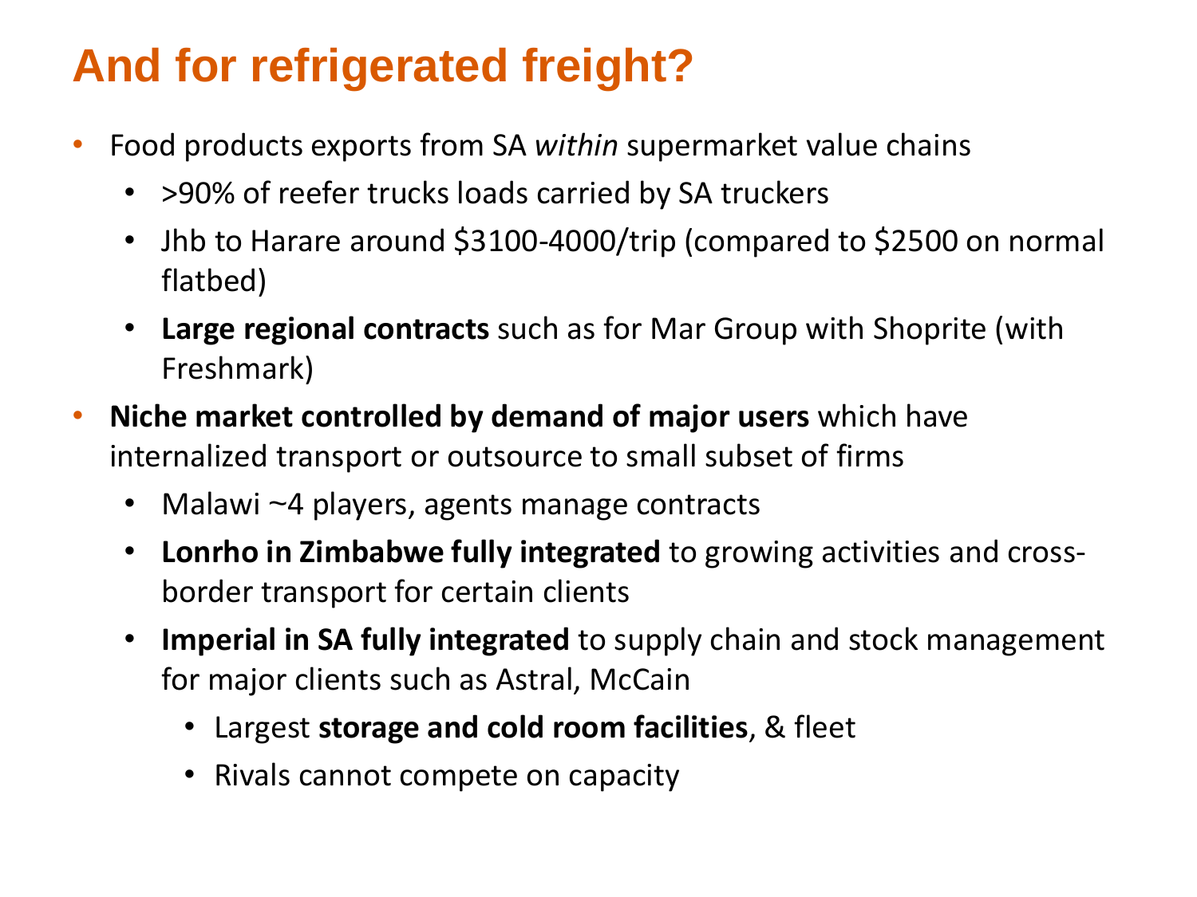# And for refrigerated freight?

- Food products exports from SA *within* supermarket value chains
  - >90% of reefer trucks loads carried by SA truckers
  - Jhb to Harare around $3100-4000/trip (compared to $2500 on normal flatbed)
  - **Large regional contracts** such as for Mar Group with Shoprite (with Freshmark)
- **Niche market controlled by demand of major users** which have internalized transport or outsource to small subset of firms
  - Malawi ~4 players, agents manage contracts
  - **Lonrho in Zimbabwe fully integrated** to growing activities and cross-border transport for certain clients
  - **Imperial in SA fully integrated** to supply chain and stock management for major clients such as Astral, McCain
    - Largest **storage and cold room facilities**, & fleet
    - Rivals cannot compete on capacity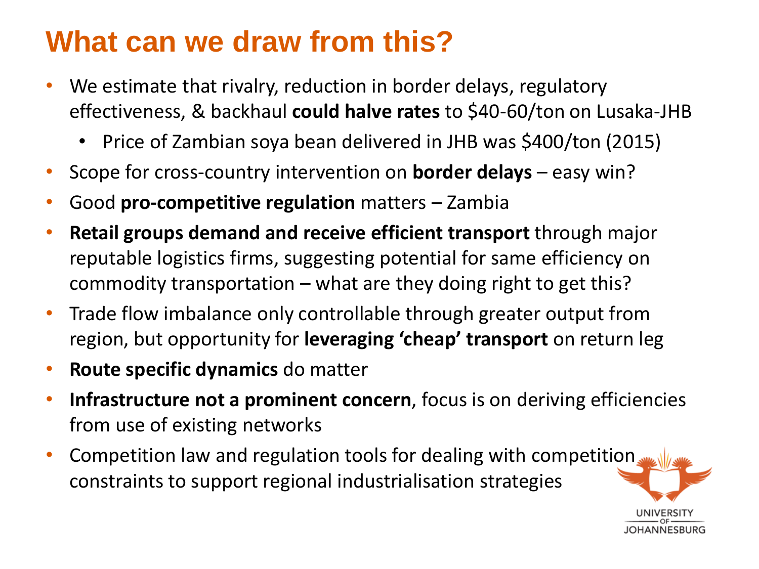# What can we draw from this?

- We estimate that rivalry, reduction in border delays, regulatory effectiveness, & backhaul **could halve rates** to $40-60/ton on Lusaka-JHB
  - Price of Zambian soya bean delivered in JHB was $400/ton (2015)
- Scope for cross-country intervention on **border delays** – easy win?
- Good **pro-competitive regulation** matters – Zambia
- **Retail groups demand and receive efficient transport** through major reputable logistics firms, suggesting potential for same efficiency on commodity transportation – what are they doing right to get this?
- Trade flow imbalance only controllable through greater output from region, but opportunity for **leveraging 'cheap' transport** on return leg
- **Route specific dynamics** do matter
- **Infrastructure not a prominent concern**, focus is on deriving efficiencies from use of existing networks
- Competition law and regulation tools for dealing with competition constraints to support regional industrialisation strategies